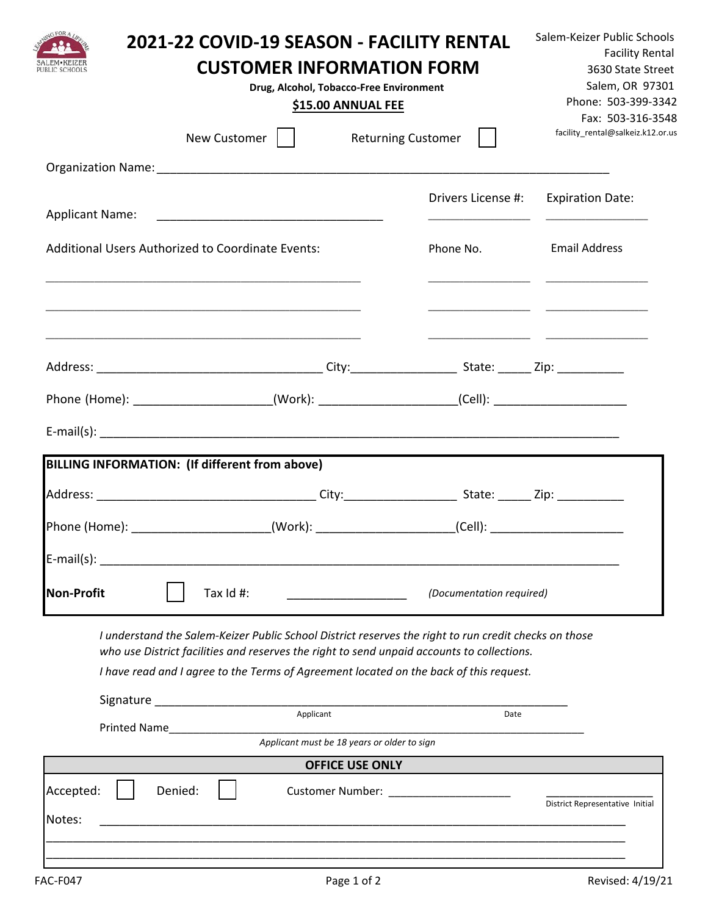# 2021-22 COVID-19 SEASON - FACILITY RENTAL CUSTOMER INFORMATION FORM

**Drug, Alcohol, Tobacco-Free Environment**

**$15.00 ANNUAL FEE**

Salem-Keizer Public Schools
Facility Rental
3630 State Street
Salem, OR 97301
Phone: 503-399-3342
Fax: 503-316-3548
facility_rental@salkeiz.k12.or.us

New Customer ☐ Returning Customer ☐

Organization Name: ____________________________________________

| Applicant Name: | Drivers License #: | Expiration Date: |
|---|---|---|
| ______________________ | ____________ | ____________ |

| Additional Users Authorized to Coordinate Events: | Phone No. | Email Address |
|---|---|---|
| ______________________ | ____________ | ____________ |
| ______________________ | ____________ | ____________ |
| ______________________ | ____________ | ____________ |

Address: ______________________ City: ____________ State: _____ Zip: __________

Phone (Home): ______________ (Work): ______________ (Cell): ______________

E-mail(s): ____________________________________________

**BILLING INFORMATION: (If different from above)**

Address: ______________________ City: ____________ State: _____ Zip: __________

Phone (Home): ______________ (Work): ______________ (Cell): ______________

E-mail(s): ____________________________________________

**Non-Profit** ☐ Tax Id #: ______________ *(Documentation required)*

*I understand the Salem-Keizer Public School District reserves the right to run credit checks on those who use District facilities and reserves the right to send unpaid accounts to collections.*

*I have read and I agree to the Terms of Agreement located on the back of this request.*

Signature ____________________________________________
Applicant Date

Printed Name ____________________________________________

*Applicant must be 18 years or older to sign*

**OFFICE USE ONLY**

Accepted: ☐ Denied: ☐ Customer Number: ______________ ______________
District Representative Initial

Notes: ____________________________________________

____________________________________________

____________________________________________

FAC-F047 Revised: 4/19/21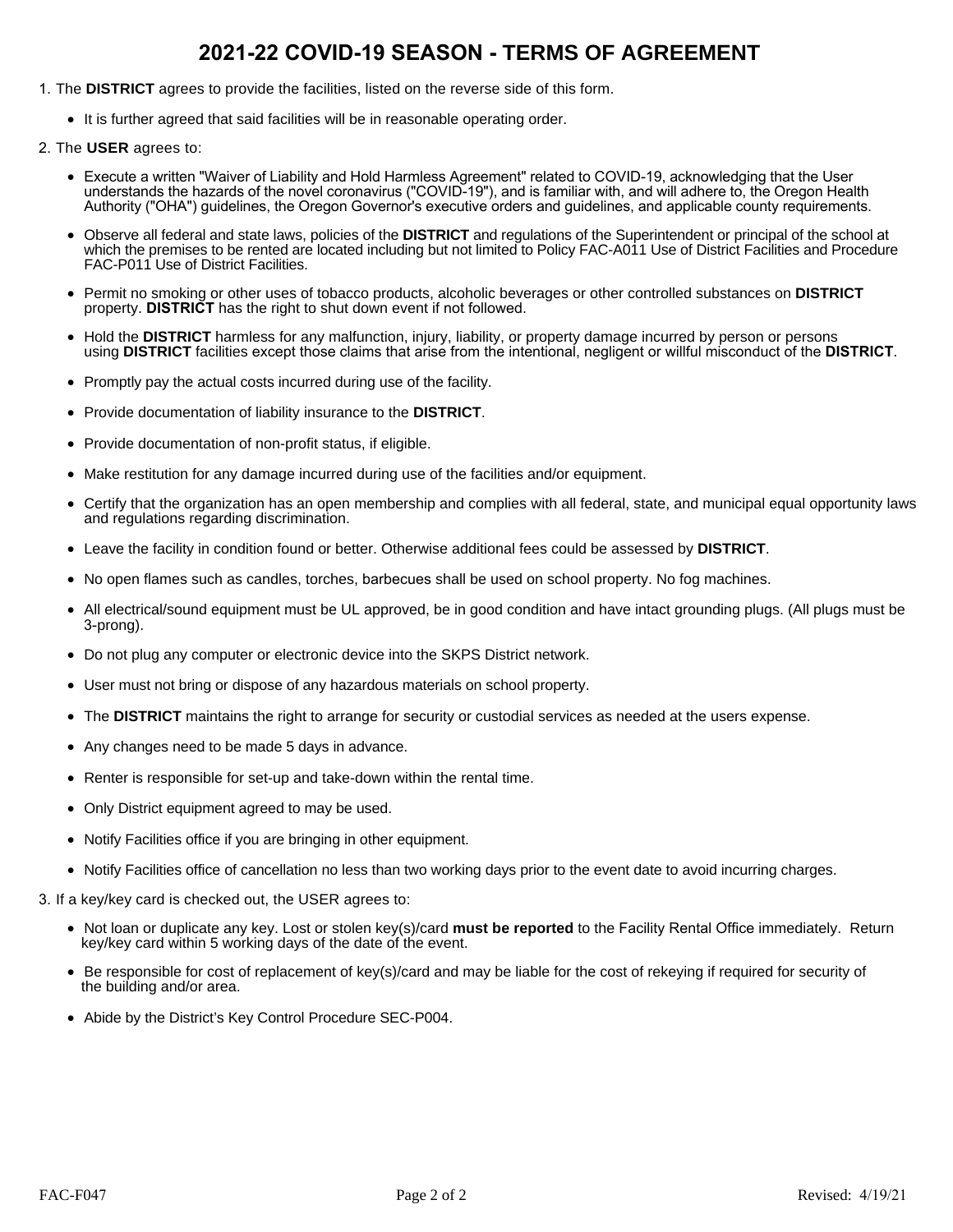# 2021-22 COVID-19 SEASON - TERMS OF AGREEMENT

1. The **DISTRICT** agrees to provide the facilities, listed on the reverse side of this form.
   - It is further agreed that said facilities will be in reasonable operating order.

2. The **USER** agrees to:
   - Execute a written "Waiver of Liability and Hold Harmless Agreement" related to COVID-19, acknowledging that the User understands the hazards of the novel coronavirus ("COVID-19"), and is familiar with, and will adhere to, the Oregon Health Authority ("OHA") guidelines, the Oregon Governor's executive orders and guidelines, and applicable county requirements.
   - Observe all federal and state laws, policies of the **DISTRICT** and regulations of the Superintendent or principal of the school at which the premises to be rented are located including but not limited to Policy FAC-A011 Use of District Facilities and Procedure FAC-P011 Use of District Facilities.
   - Permit no smoking or other uses of tobacco products, alcoholic beverages or other controlled substances on **DISTRICT** property. **DISTRICT** has the right to shut down event if not followed.
   - Hold the **DISTRICT** harmless for any malfunction, injury, liability, or property damage incurred by person or persons using **DISTRICT** facilities except those claims that arise from the intentional, negligent or willful misconduct of the **DISTRICT**.
   - Promptly pay the actual costs incurred during use of the facility.
   - Provide documentation of liability insurance to the **DISTRICT**.
   - Provide documentation of non-profit status, if eligible.
   - Make restitution for any damage incurred during use of the facilities and/or equipment.
   - Certify that the organization has an open membership and complies with all federal, state, and municipal equal opportunity laws and regulations regarding discrimination.
   - Leave the facility in condition found or better. Otherwise additional fees could be assessed by **DISTRICT**.
   - No open flames such as candles, torches, barbecues shall be used on school property. No fog machines.
   - All electrical/sound equipment must be UL approved, be in good condition and have intact grounding plugs. (All plugs must be 3-prong).
   - Do not plug any computer or electronic device into the SKPS District network.
   - User must not bring or dispose of any hazardous materials on school property.
   - The **DISTRICT** maintains the right to arrange for security or custodial services as needed at the users expense.
   - Any changes need to be made 5 days in advance.
   - Renter is responsible for set-up and take-down within the rental time.
   - Only District equipment agreed to may be used.
   - Notify Facilities office if you are bringing in other equipment.
   - Notify Facilities office of cancellation no less than two working days prior to the event date to avoid incurring charges.

3. If a key/key card is checked out, the USER agrees to:
   - Not loan or duplicate any key. Lost or stolen key(s)/card **must be reported** to the Facility Rental Office immediately. Return key/key card within 5 working days of the date of the event.
   - Be responsible for cost of replacement of key(s)/card and may be liable for the cost of rekeying if required for security of the building and/or area.
   - Abide by the District's Key Control Procedure SEC-P004.

FAC-F047 Revised: 4/19/21